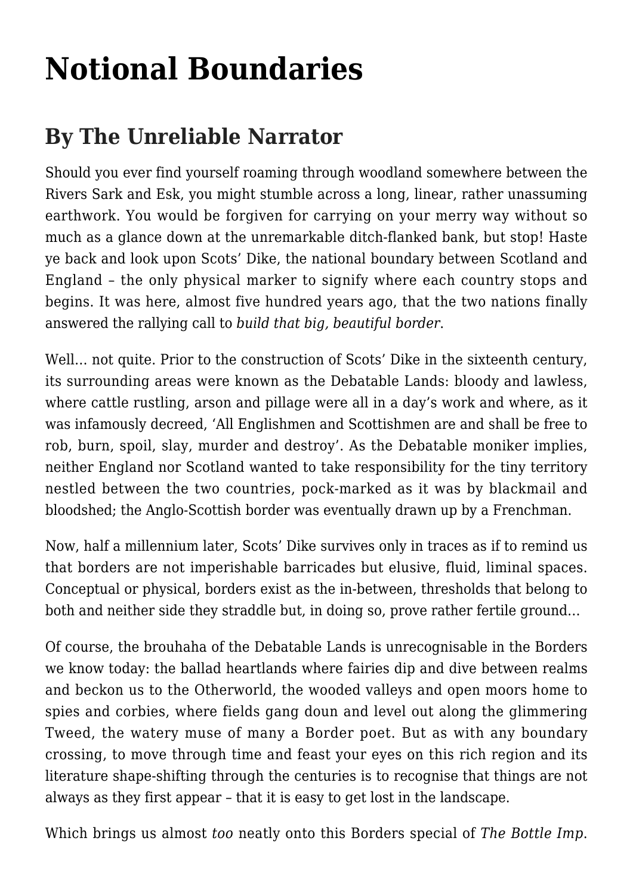# Notional Boundaries

## By The Unreliable Narrator

Should you ever find yourself roaming through woodland somewhere between the Rivers Sark and Esk, you might stumble across a long, linear, rather unassuming earthwork. You would be forgiven for carrying on your merry way without so much as a glance down at the unremarkable ditch-flanked bank, but stop! Haste ye back and look upon Scots' Dike, the national boundary between Scotland and England – the only physical marker to signify where each country stops and begins. It was here, almost five hundred years ago, that the two nations finally answered the rallying call to *build that big, beautiful border*.

Well… not quite. Prior to the construction of Scots' Dike in the sixteenth century, its surrounding areas were known as the Debatable Lands: bloody and lawless, where cattle rustling, arson and pillage were all in a day's work and where, as it was infamously decreed, 'All Englishmen and Scottishmen are and shall be free to rob, burn, spoil, slay, murder and destroy'. As the Debatable moniker implies, neither England nor Scotland wanted to take responsibility for the tiny territory nestled between the two countries, pock-marked as it was by blackmail and bloodshed; the Anglo-Scottish border was eventually drawn up by a Frenchman.

Now, half a millennium later, Scots' Dike survives only in traces as if to remind us that borders are not imperishable barricades but elusive, fluid, liminal spaces. Conceptual or physical, borders exist as the in-between, thresholds that belong to both and neither side they straddle but, in doing so, prove rather fertile ground…

Of course, the brouhaha of the Debatable Lands is unrecognisable in the Borders we know today: the ballad heartlands where fairies dip and dive between realms and beckon us to the Otherworld, the wooded valleys and open moors home to spies and corbies, where fields gang doun and level out along the glimmering Tweed, the watery muse of many a Border poet. But as with any boundary crossing, to move through time and feast your eyes on this rich region and its literature shape-shifting through the centuries is to recognise that things are not always as they first appear – that it is easy to get lost in the landscape.

Which brings us almost *too* neatly onto this Borders special of *The Bottle Imp*.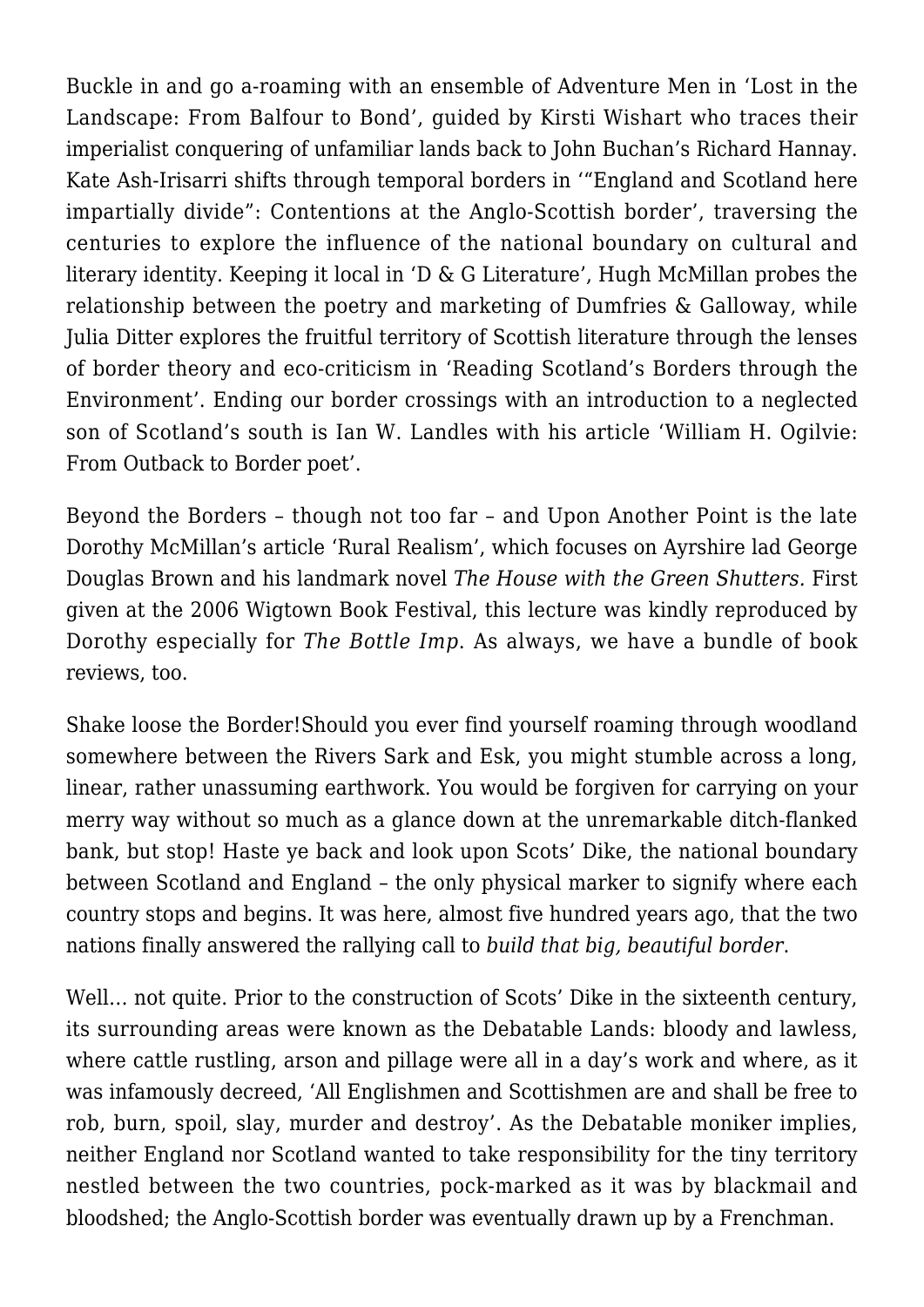Buckle in and go a-roaming with an ensemble of Adventure Men in 'Lost in the Landscape: From Balfour to Bond', guided by Kirsti Wishart who traces their imperialist conquering of unfamiliar lands back to John Buchan's Richard Hannay. Kate Ash-Irisarri shifts through temporal borders in '"England and Scotland here impartially divide": Contentions at the Anglo-Scottish border', traversing the centuries to explore the influence of the national boundary on cultural and literary identity. Keeping it local in 'D & G Literature', Hugh McMillan probes the relationship between the poetry and marketing of Dumfries & Galloway, while Julia Ditter explores the fruitful territory of Scottish literature through the lenses of border theory and eco-criticism in 'Reading Scotland's Borders through the Environment'. Ending our border crossings with an introduction to a neglected son of Scotland's south is Ian W. Landles with his article 'William H. Ogilvie: From Outback to Border poet'.

Beyond the Borders – though not too far – and Upon Another Point is the late Dorothy McMillan's article 'Rural Realism', which focuses on Ayrshire lad George Douglas Brown and his landmark novel *The House with the Green Shutters.* First given at the 2006 Wigtown Book Festival, this lecture was kindly reproduced by Dorothy especially for *The Bottle Imp*. As always, we have a bundle of book reviews, too.

Shake loose the Border!Should you ever find yourself roaming through woodland somewhere between the Rivers Sark and Esk, you might stumble across a long, linear, rather unassuming earthwork. You would be forgiven for carrying on your merry way without so much as a glance down at the unremarkable ditch-flanked bank, but stop! Haste ye back and look upon Scots' Dike, the national boundary between Scotland and England – the only physical marker to signify where each country stops and begins. It was here, almost five hundred years ago, that the two nations finally answered the rallying call to *build that big, beautiful border*.

Well… not quite. Prior to the construction of Scots' Dike in the sixteenth century, its surrounding areas were known as the Debatable Lands: bloody and lawless, where cattle rustling, arson and pillage were all in a day's work and where, as it was infamously decreed, 'All Englishmen and Scottishmen are and shall be free to rob, burn, spoil, slay, murder and destroy'. As the Debatable moniker implies, neither England nor Scotland wanted to take responsibility for the tiny territory nestled between the two countries, pock-marked as it was by blackmail and bloodshed; the Anglo-Scottish border was eventually drawn up by a Frenchman.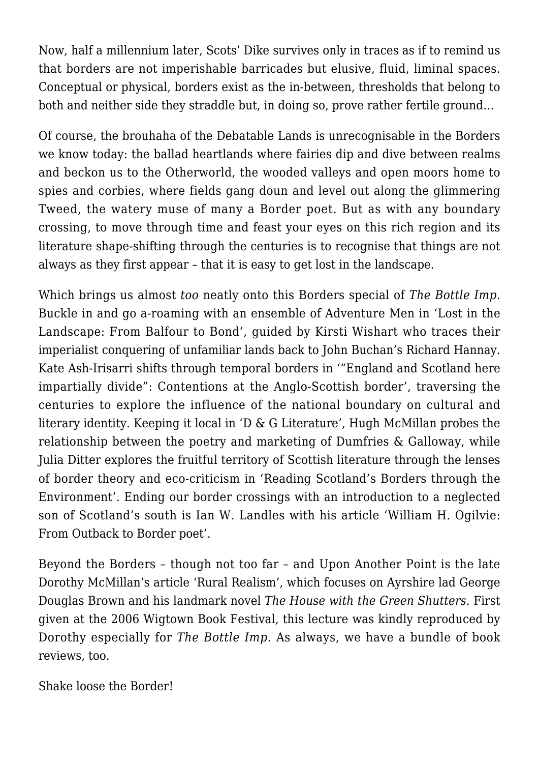Now, half a millennium later, Scots' Dike survives only in traces as if to remind us that borders are not imperishable barricades but elusive, fluid, liminal spaces. Conceptual or physical, borders exist as the in-between, thresholds that belong to both and neither side they straddle but, in doing so, prove rather fertile ground…

Of course, the brouhaha of the Debatable Lands is unrecognisable in the Borders we know today: the ballad heartlands where fairies dip and dive between realms and beckon us to the Otherworld, the wooded valleys and open moors home to spies and corbies, where fields gang doun and level out along the glimmering Tweed, the watery muse of many a Border poet. But as with any boundary crossing, to move through time and feast your eyes on this rich region and its literature shape-shifting through the centuries is to recognise that things are not always as they first appear – that it is easy to get lost in the landscape.

Which brings us almost *too* neatly onto this Borders special of *The Bottle Imp*. Buckle in and go a-roaming with an ensemble of Adventure Men in 'Lost in the Landscape: From Balfour to Bond', guided by Kirsti Wishart who traces their imperialist conquering of unfamiliar lands back to John Buchan's Richard Hannay. Kate Ash-Irisarri shifts through temporal borders in '"England and Scotland here impartially divide": Contentions at the Anglo-Scottish border', traversing the centuries to explore the influence of the national boundary on cultural and literary identity. Keeping it local in 'D & G Literature', Hugh McMillan probes the relationship between the poetry and marketing of Dumfries & Galloway, while Julia Ditter explores the fruitful territory of Scottish literature through the lenses of border theory and eco-criticism in 'Reading Scotland's Borders through the Environment'. Ending our border crossings with an introduction to a neglected son of Scotland's south is Ian W. Landles with his article 'William H. Ogilvie: From Outback to Border poet'.

Beyond the Borders – though not too far – and Upon Another Point is the late Dorothy McMillan's article 'Rural Realism', which focuses on Ayrshire lad George Douglas Brown and his landmark novel *The House with the Green Shutters.* First given at the 2006 Wigtown Book Festival, this lecture was kindly reproduced by Dorothy especially for *The Bottle Imp*. As always, we have a bundle of book reviews, too.

Shake loose the Border!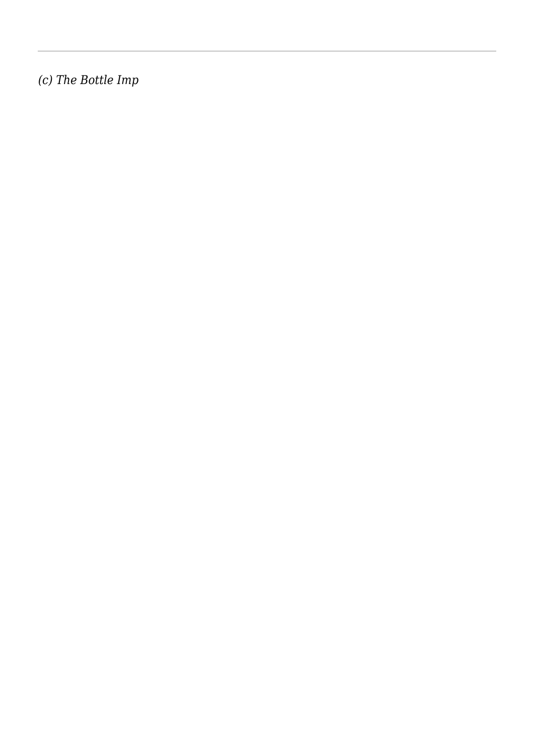---

*(c) The Bottle Imp*